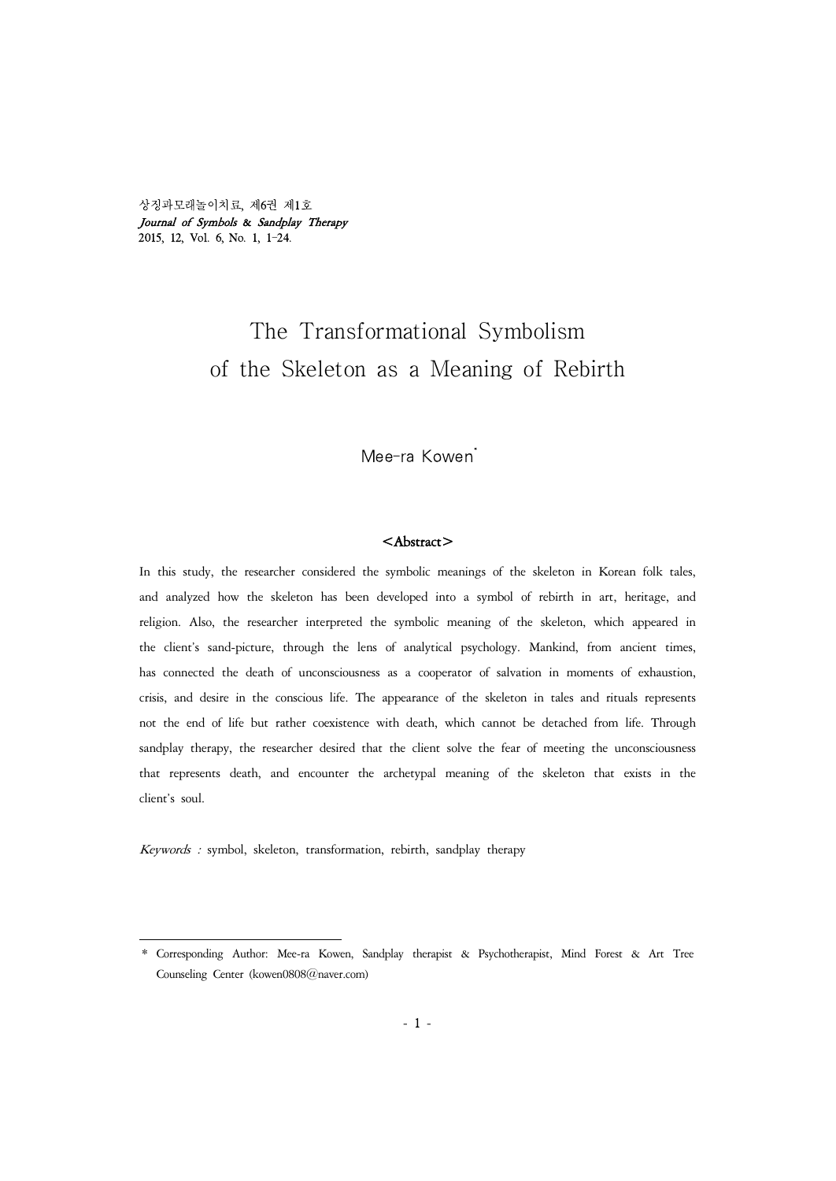# The Transformational Symbolism of the Skeleton as a Meaning of Rebirth

Mee-ra Kowen*

## <Abstract>

In this study, the researcher considered the symbolic meanings of the skeleton in Korean folk tales, and analyzed how the skeleton has been developed into a symbol of rebirth in art, heritage, and religion. Also, the researcher interpreted the symbolic meaning of the skeleton, which appeared in the client's sand-picture, through the lens of analytical psychology. Mankind, from ancient times, has connected the death of unconsciousness as a cooperator of salvation in moments of exhaustion, crisis, and desire in the conscious life. The appearance of the skeleton in tales and rituals represents not the end of life but rather coexistence with death, which cannot be detached from life. Through sandplay therapy, the researcher desired that the client solve the fear of meeting the unconsciousness that represents death, and encounter the archetypal meaning of the skeleton that exists in the client's soul.

*Keywords :* symbol, skeleton, transformation, rebirth, sandplay therapy

---

\* Corresponding Author: Mee-ra Kowen, Sandplay therapist & Psychotherapist, Mind Forest & Art Tree Counseling Center (kowen0808@naver.com)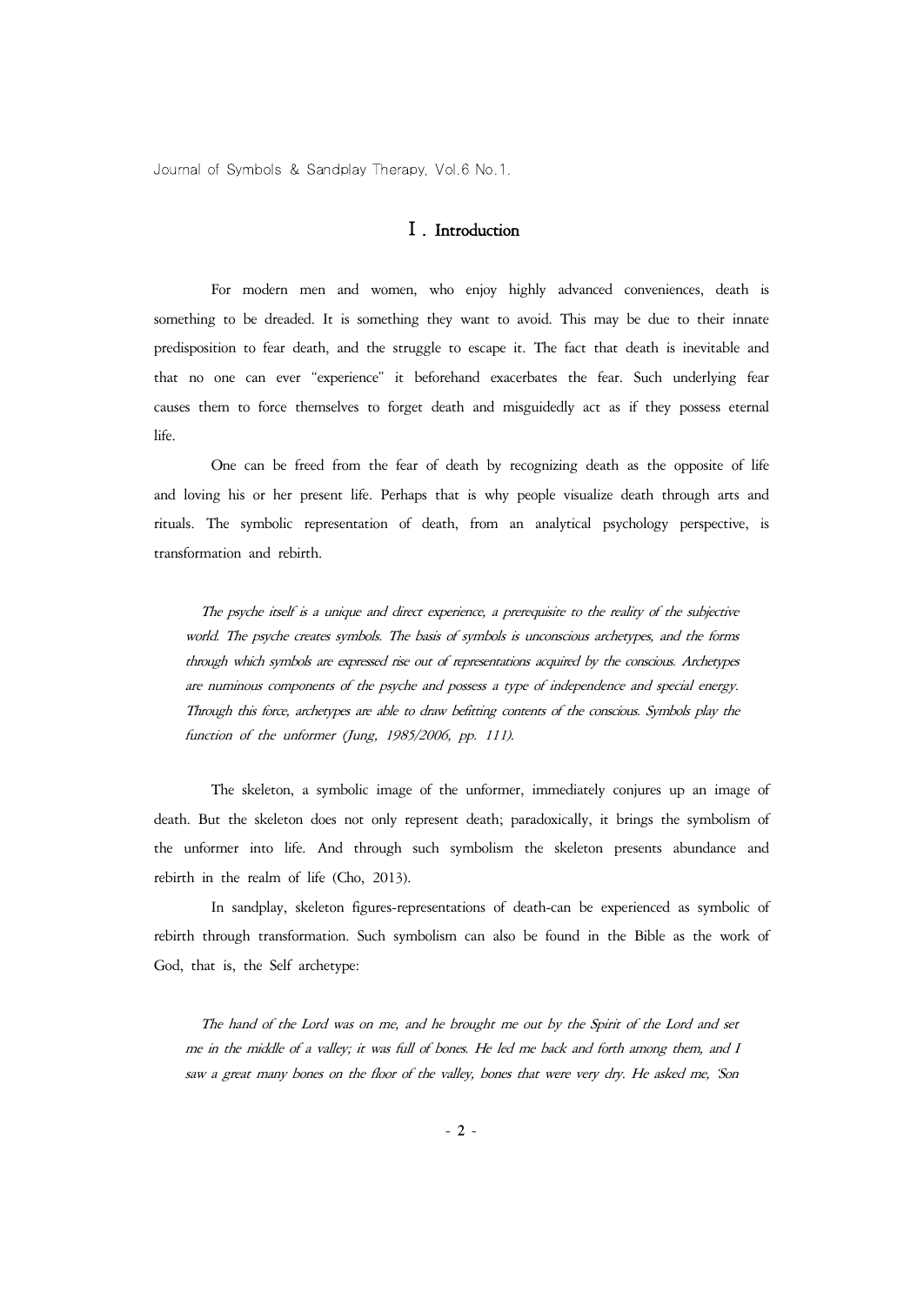## Ⅰ. Introduction

For modern men and women, who enjoy highly advanced conveniences, death is something to be dreaded. It is something they want to avoid. This may be due to their innate predisposition to fear death, and the struggle to escape it. The fact that death is inevitable and that no one can ever "experience" it beforehand exacerbates the fear. Such underlying fear causes them to force themselves to forget death and misguidedly act as if they possess eternal life.

One can be freed from the fear of death by recognizing death as the opposite of life and loving his or her present life. Perhaps that is why people visualize death through arts and rituals. The symbolic representation of death, from an analytical psychology perspective, is transformation and rebirth.

> *The psyche itself is a unique and direct experience, a prerequisite to the reality of the subjective world. The psyche creates symbols. The basis of symbols is unconscious archetypes, and the forms through which symbols are expressed rise out of representations acquired by the conscious. Archetypes are numinous components of the psyche and possess a type of independence and special energy. Through this force, archetypes are able to draw befitting contents of the conscious. Symbols play the function of the unformer (Jung, 1985/2006, pp. 111).*

The skeleton, a symbolic image of the unformer, immediately conjures up an image of death. But the skeleton does not only represent death; paradoxically, it brings the symbolism of the unformer into life. And through such symbolism the skeleton presents abundance and rebirth in the realm of life (Cho, 2013).

In sandplay, skeleton figures-representations of death-can be experienced as symbolic of rebirth through transformation. Such symbolism can also be found in the Bible as the work of God, that is, the Self archetype:

> *The hand of the Lord was on me, and he brought me out by the Spirit of the Lord and set me in the middle of a valley; it was full of bones. He led me back and forth among them, and I saw a great many bones on the floor of the valley, bones that were very dry. He asked me, 'Son*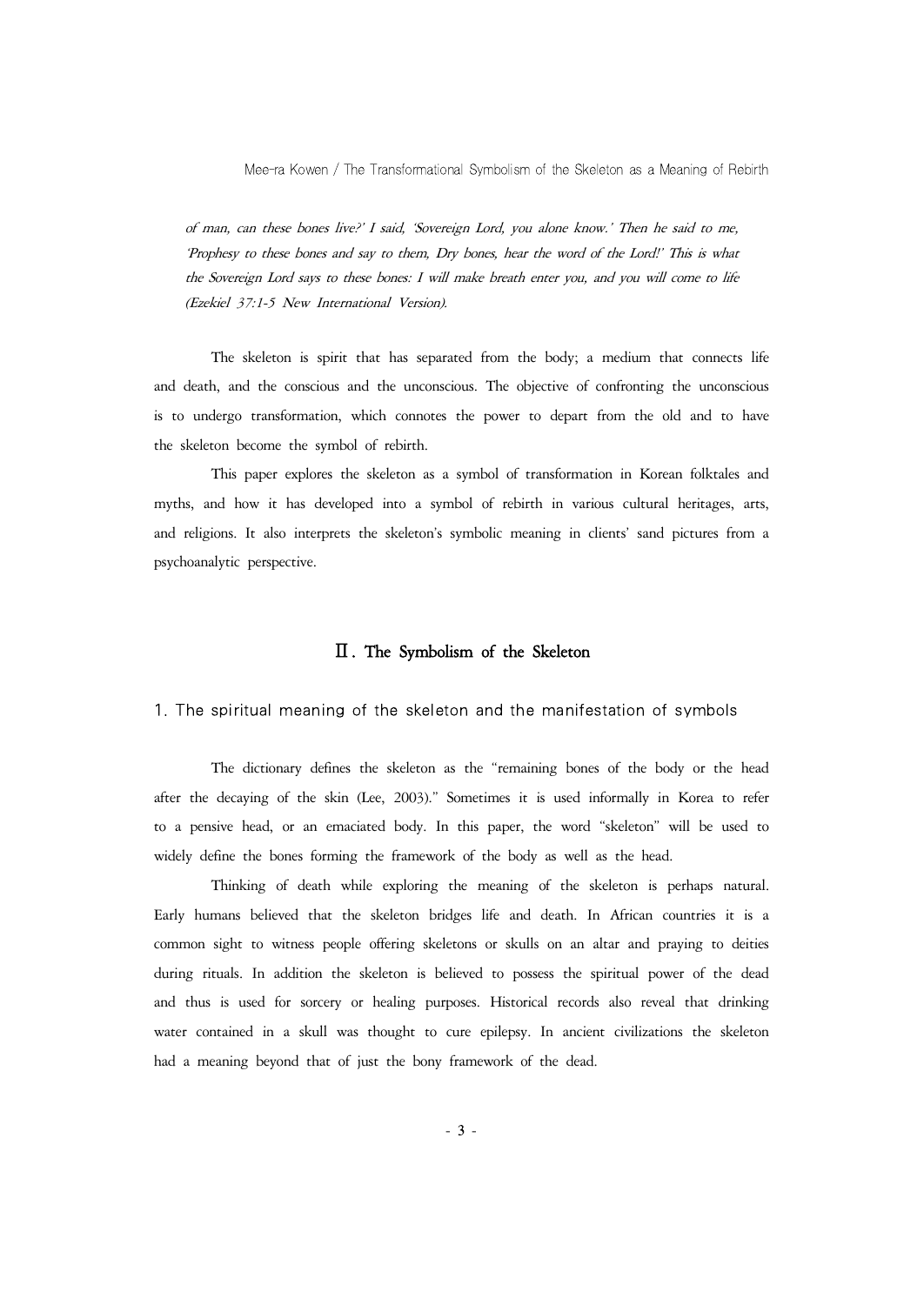*of man, can these bones live?' I said, 'Sovereign Lord, you alone know.' Then he said to me, 'Prophesy to these bones and say to them, Dry bones, hear the word of the Lord!' This is what the Sovereign Lord says to these bones: I will make breath enter you, and you will come to life (Ezekiel 37:1-5 New International Version).*

The skeleton is spirit that has separated from the body; a medium that connects life and death, and the conscious and the unconscious. The objective of confronting the unconscious is to undergo transformation, which connotes the power to depart from the old and to have the skeleton become the symbol of rebirth.

This paper explores the skeleton as a symbol of transformation in Korean folktales and myths, and how it has developed into a symbol of rebirth in various cultural heritages, arts, and religions. It also interprets the skeleton's symbolic meaning in clients' sand pictures from a psychoanalytic perspective.

## Ⅱ. The Symbolism of the Skeleton

### 1. The spiritual meaning of the skeleton and the manifestation of symbols

The dictionary defines the skeleton as the "remaining bones of the body or the head after the decaying of the skin (Lee, 2003)." Sometimes it is used informally in Korea to refer to a pensive head, or an emaciated body. In this paper, the word "skeleton" will be used to widely define the bones forming the framework of the body as well as the head.

Thinking of death while exploring the meaning of the skeleton is perhaps natural. Early humans believed that the skeleton bridges life and death. In African countries it is a common sight to witness people offering skeletons or skulls on an altar and praying to deities during rituals. In addition the skeleton is believed to possess the spiritual power of the dead and thus is used for sorcery or healing purposes. Historical records also reveal that drinking water contained in a skull was thought to cure epilepsy. In ancient civilizations the skeleton had a meaning beyond that of just the bony framework of the dead.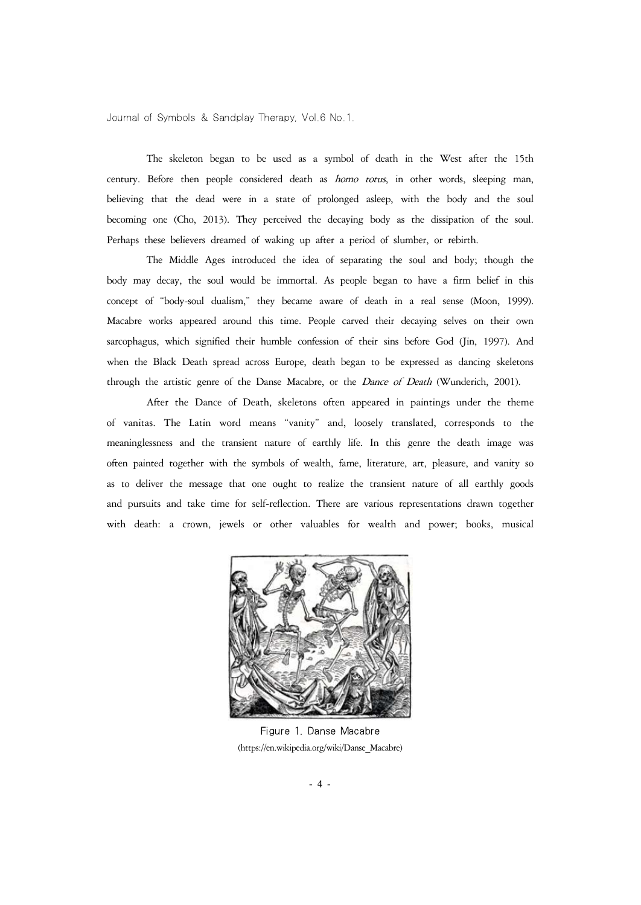The skeleton began to be used as a symbol of death in the West after the 15th century. Before then people considered death as *homo totus*, in other words, sleeping man, believing that the dead were in a state of prolonged asleep, with the body and the soul becoming one (Cho, 2013). They perceived the decaying body as the dissipation of the soul. Perhaps these believers dreamed of waking up after a period of slumber, or rebirth.

The Middle Ages introduced the idea of separating the soul and body; though the body may decay, the soul would be immortal. As people began to have a firm belief in this concept of "body-soul dualism," they became aware of death in a real sense (Moon, 1999). Macabre works appeared around this time. People carved their decaying selves on their own sarcophagus, which signified their humble confession of their sins before God (Jin, 1997). And when the Black Death spread across Europe, death began to be expressed as dancing skeletons through the artistic genre of the Danse Macabre, or the *Dance of Death* (Wunderich, 2001).

After the Dance of Death, skeletons often appeared in paintings under the theme of vanitas. The Latin word means "vanity" and, loosely translated, corresponds to the meaninglessness and the transient nature of earthly life. In this genre the death image was often painted together with the symbols of wealth, fame, literature, art, pleasure, and vanity so as to deliver the message that one ought to realize the transient nature of all earthly goods and pursuits and take time for self-reflection. There are various representations drawn together with death: a crown, jewels or other valuables for wealth and power; books, musical

Figure 1. Danse Macabre
(https://en.wikipedia.org/wiki/Danse_Macabre)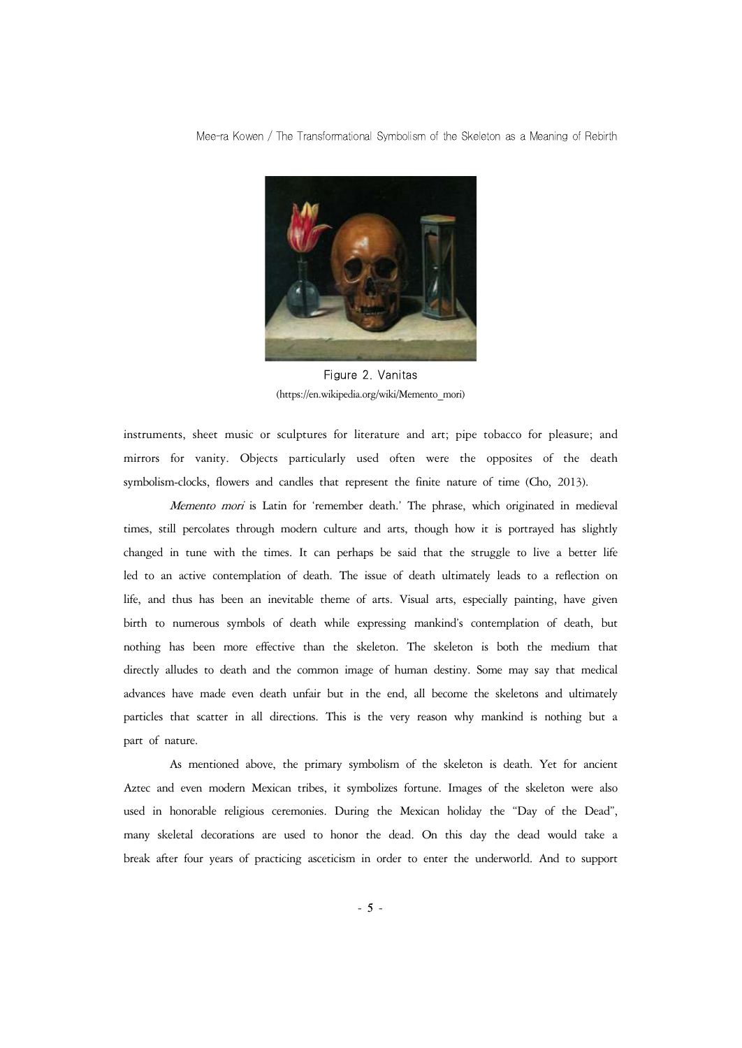Figure 2. Vanitas
(https://en.wikipedia.org/wiki/Memento_mori)

instruments, sheet music or sculptures for literature and art; pipe tobacco for pleasure; and mirrors for vanity. Objects particularly used often were the opposites of the death symbolism-clocks, flowers and candles that represent the finite nature of time (Cho, 2013).

*Memento mori* is Latin for 'remember death.' The phrase, which originated in medieval times, still percolates through modern culture and arts, though how it is portrayed has slightly changed in tune with the times. It can perhaps be said that the struggle to live a better life led to an active contemplation of death. The issue of death ultimately leads to a reflection on life, and thus has been an inevitable theme of arts. Visual arts, especially painting, have given birth to numerous symbols of death while expressing mankind's contemplation of death, but nothing has been more effective than the skeleton. The skeleton is both the medium that directly alludes to death and the common image of human destiny. Some may say that medical advances have made even death unfair but in the end, all become the skeletons and ultimately particles that scatter in all directions. This is the very reason why mankind is nothing but a part of nature.

As mentioned above, the primary symbolism of the skeleton is death. Yet for ancient Aztec and even modern Mexican tribes, it symbolizes fortune. Images of the skeleton were also used in honorable religious ceremonies. During the Mexican holiday the "Day of the Dead", many skeletal decorations are used to honor the dead. On this day the dead would take a break after four years of practicing asceticism in order to enter the underworld. And to support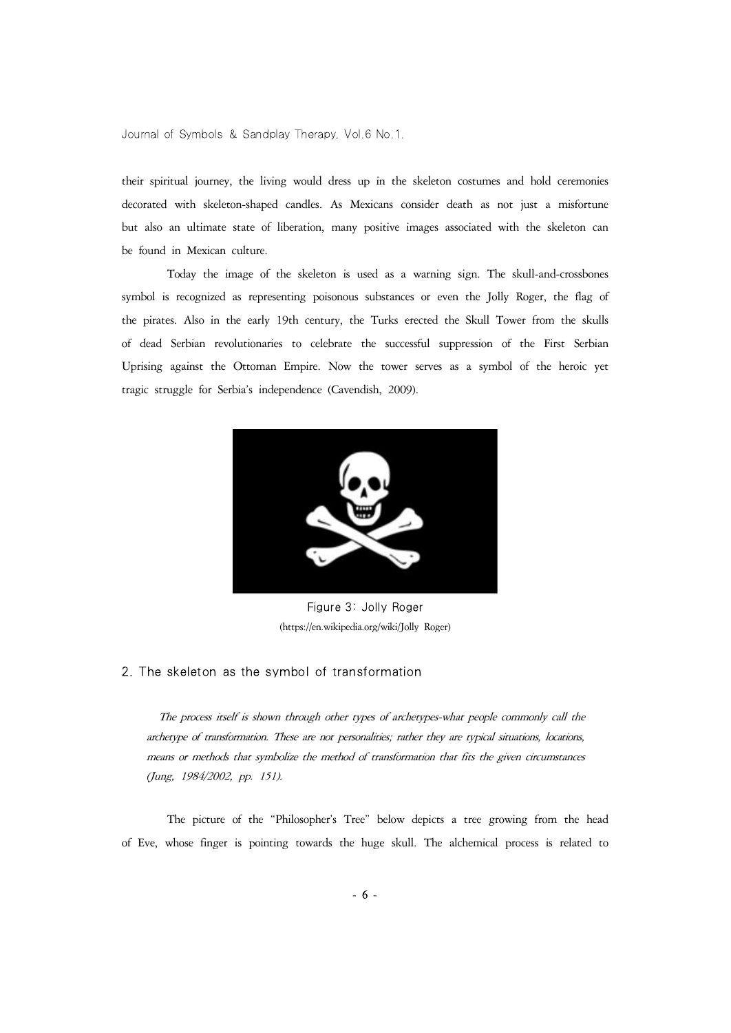their spiritual journey, the living would dress up in the skeleton costumes and hold ceremonies decorated with skeleton-shaped candles. As Mexicans consider death as not just a misfortune but also an ultimate state of liberation, many positive images associated with the skeleton can be found in Mexican culture.

Today the image of the skeleton is used as a warning sign. The skull-and-crossbones symbol is recognized as representing poisonous substances or even the Jolly Roger, the flag of the pirates. Also in the early 19th century, the Turks erected the Skull Tower from the skulls of dead Serbian revolutionaries to celebrate the successful suppression of the First Serbian Uprising against the Ottoman Empire. Now the tower serves as a symbol of the heroic yet tragic struggle for Serbia's independence (Cavendish, 2009).

Figure 3: Jolly Roger
(https://en.wikipedia.org/wiki/Jolly Roger)

## 2. The skeleton as the symbol of transformation

> *The process itself is shown through other types of archetypes-what people commonly call the archetype of transformation. These are not personalities; rather they are typical situations, locations, means or methods that symbolize the method of transformation that fits the given circumstances (Jung, 1984/2002, pp. 151).*

The picture of the "Philosopher's Tree" below depicts a tree growing from the head of Eve, whose finger is pointing towards the huge skull. The alchemical process is related to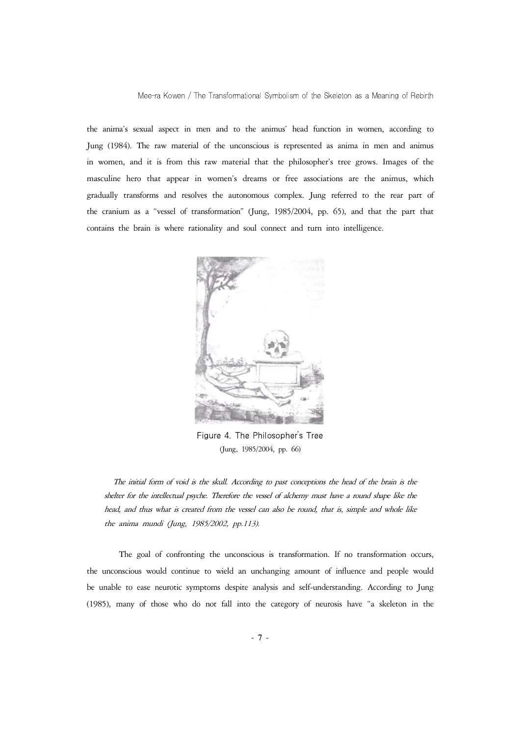the anima's sexual aspect in men and to the animus' head function in women, according to Jung (1984). The raw material of the unconscious is represented as anima in men and animus in women, and it is from this raw material that the philosopher's tree grows. Images of the masculine hero that appear in women's dreams or free associations are the animus, which gradually transforms and resolves the autonomous complex. Jung referred to the rear part of the cranium as a "vessel of transformation" (Jung, 1985/2004, pp. 65), and that the part that contains the brain is where rationality and soul connect and turn into intelligence.

Figure 4. The Philosopher's Tree
(Jung, 1985/2004, pp. 66)

> *The initial form of void is the skull. According to past conceptions the head of the brain is the shelter for the intellectual psyche. Therefore the vessel of alchemy must have a round shape like the head, and thus what is created from the vessel can also be round, that is, simple and whole like the anima mundi (Jung, 1985/2002, pp.113).*

The goal of confronting the unconscious is transformation. If no transformation occurs, the unconscious would continue to wield an unchanging amount of influence and people would be unable to ease neurotic symptoms despite analysis and self-understanding. According to Jung (1985), many of those who do not fall into the category of neurosis have "a skeleton in the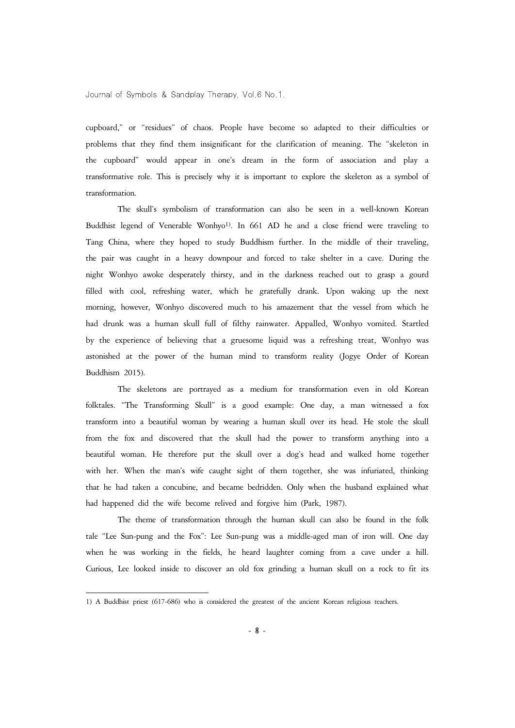cupboard," or "residues" of chaos. People have become so adapted to their difficulties or problems that they find them insignificant for the clarification of meaning. The "skeleton in the cupboard" would appear in one's dream in the form of association and play a transformative role. This is precisely why it is important to explore the skeleton as a symbol of transformation.

The skull's symbolism of transformation can also be seen in a well-known Korean Buddhist legend of Venerable Wonhyo[1]. In 661 AD he and a close friend were traveling to Tang China, where they hoped to study Buddhism further. In the middle of their traveling, the pair was caught in a heavy downpour and forced to take shelter in a cave. During the night Wonhyo awoke desperately thirsty, and in the darkness reached out to grasp a gourd filled with cool, refreshing water, which he gratefully drank. Upon waking up the next morning, however, Wonhyo discovered much to his amazement that the vessel from which he had drunk was a human skull full of filthy rainwater. Appalled, Wonhyo vomited. Startled by the experience of believing that a gruesome liquid was a refreshing treat, Wonhyo was astonished at the power of the human mind to transform reality (Jogye Order of Korean Buddhism 2015).

The skeletons are portrayed as a medium for transformation even in old Korean folktales. "The Transforming Skull" is a good example: One day, a man witnessed a fox transform into a beautiful woman by wearing a human skull over its head. He stole the skull from the fox and discovered that the skull had the power to transform anything into a beautiful woman. He therefore put the skull over a dog's head and walked home together with her. When the man's wife caught sight of them together, she was infuriated, thinking that he had taken a concubine, and became bedridden. Only when the husband explained what had happened did the wife become relived and forgive him (Park, 1987).

The theme of transformation through the human skull can also be found in the folk tale "Lee Sun-pung and the Fox": Lee Sun-pung was a middle-aged man of iron will. One day when he was working in the fields, he heard laughter coming from a cave under a hill. Curious, Lee looked inside to discover an old fox grinding a human skull on a rock to fit its

---

1) A Buddhist priest (617-686) who is considered the greatest of the ancient Korean religious teachers.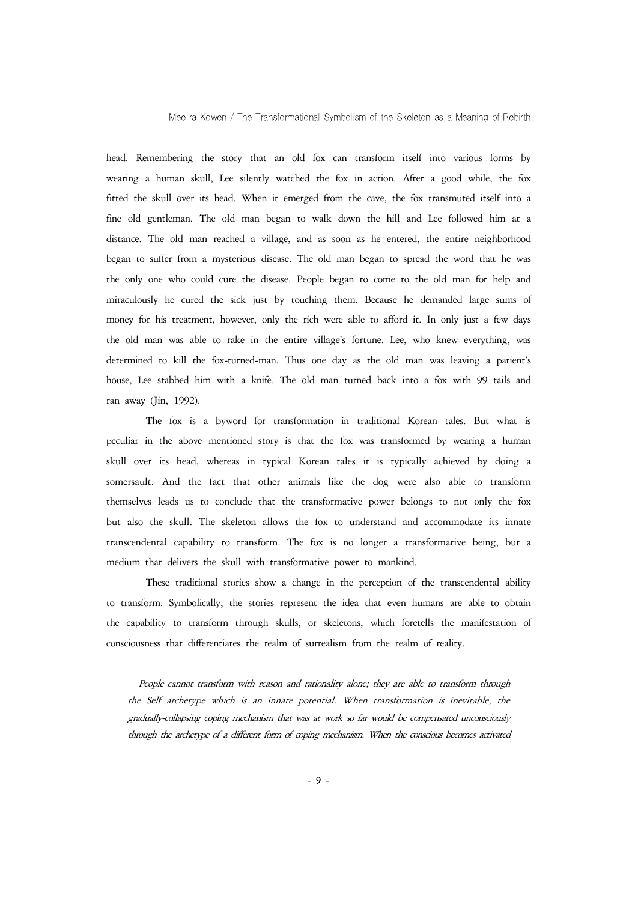head. Remembering the story that an old fox can transform itself into various forms by wearing a human skull, Lee silently watched the fox in action. After a good while, the fox fitted the skull over its head. When it emerged from the cave, the fox transmuted itself into a fine old gentleman. The old man began to walk down the hill and Lee followed him at a distance. The old man reached a village, and as soon as he entered, the entire neighborhood began to suffer from a mysterious disease. The old man began to spread the word that he was the only one who could cure the disease. People began to come to the old man for help and miraculously he cured the sick just by touching them. Because he demanded large sums of money for his treatment, however, only the rich were able to afford it. In only just a few days the old man was able to rake in the entire village's fortune. Lee, who knew everything, was determined to kill the fox-turned-man. Thus one day as the old man was leaving a patient's house, Lee stabbed him with a knife. The old man turned back into a fox with 99 tails and ran away (Jin, 1992).

The fox is a byword for transformation in traditional Korean tales. But what is peculiar in the above mentioned story is that the fox was transformed by wearing a human skull over its head, whereas in typical Korean tales it is typically achieved by doing a somersault. And the fact that other animals like the dog were also able to transform themselves leads us to conclude that the transformative power belongs to not only the fox but also the skull. The skeleton allows the fox to understand and accommodate its innate transcendental capability to transform. The fox is no longer a transformative being, but a medium that delivers the skull with transformative power to mankind.

These traditional stories show a change in the perception of the transcendental ability to transform. Symbolically, the stories represent the idea that even humans are able to obtain the capability to transform through skulls, or skeletons, which foretells the manifestation of consciousness that differentiates the realm of surrealism from the realm of reality.

> *People cannot transform with reason and rationality alone; they are able to transform through the Self archetype which is an innate potential. When transformation is inevitable, the gradually-collapsing coping mechanism that was at work so far would be compensated unconsciously through the archetype of a different form of coping mechanism. When the conscious becomes activated*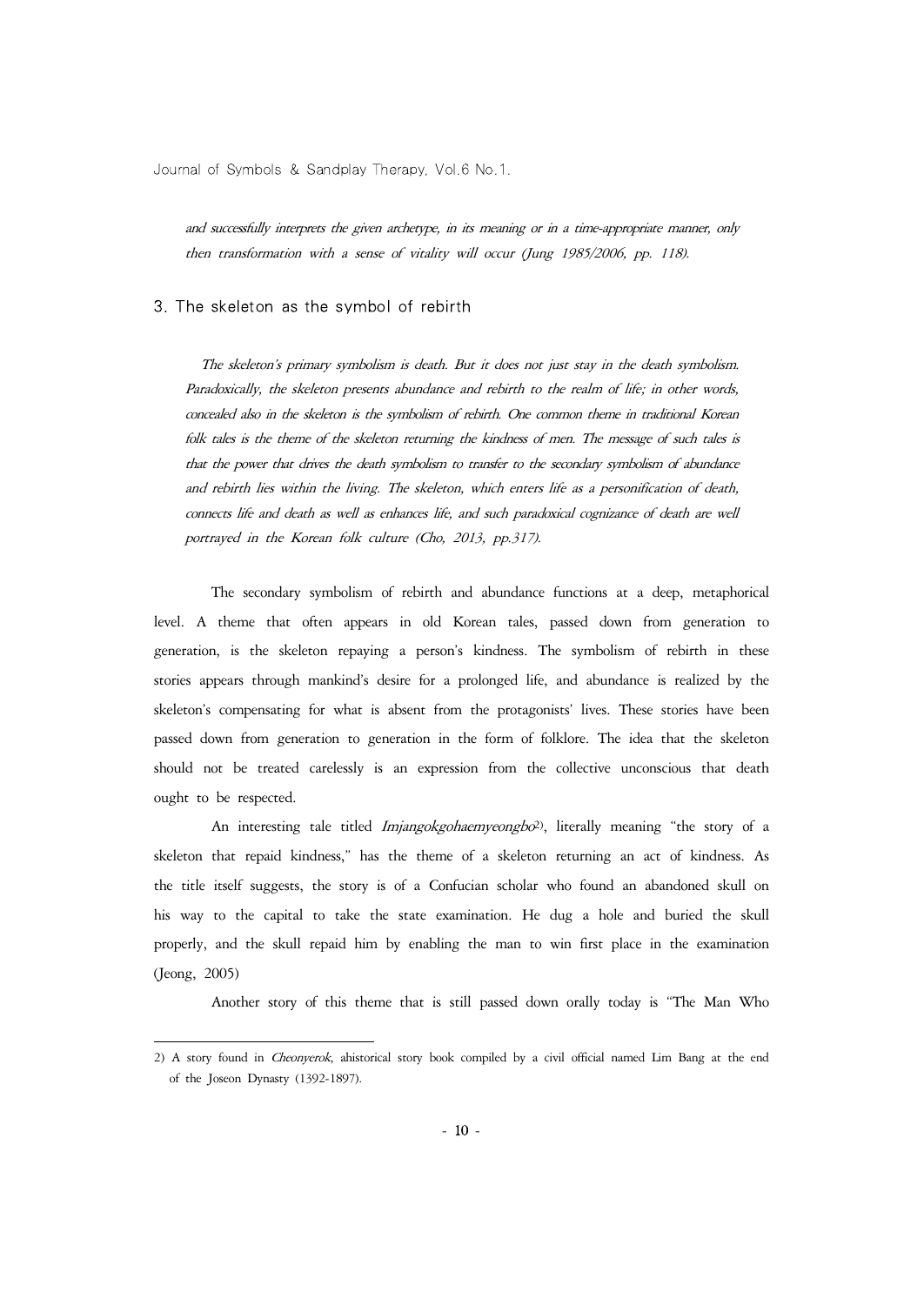*and successfully interprets the given archetype, in its meaning or in a time-appropriate manner, only then transformation with a sense of vitality will occur (Jung 1985/2006, pp. 118).*

### 3. The skeleton as the symbol of rebirth

*The skeleton's primary symbolism is death. But it does not just stay in the death symbolism. Paradoxically, the skeleton presents abundance and rebirth to the realm of life; in other words, concealed also in the skeleton is the symbolism of rebirth. One common theme in traditional Korean folk tales is the theme of the skeleton returning the kindness of men. The message of such tales is that the power that drives the death symbolism to transfer to the secondary symbolism of abundance and rebirth lies within the living. The skeleton, which enters life as a personification of death, connects life and death as well as enhances life, and such paradoxical cognizance of death are well portrayed in the Korean folk culture (Cho, 2013, pp.317).*

The secondary symbolism of rebirth and abundance functions at a deep, metaphorical level. A theme that often appears in old Korean tales, passed down from generation to generation, is the skeleton repaying a person's kindness. The symbolism of rebirth in these stories appears through mankind's desire for a prolonged life, and abundance is realized by the skeleton's compensating for what is absent from the protagonists' lives. These stories have been passed down from generation to generation in the form of folklore. The idea that the skeleton should not be treated carelessly is an expression from the collective unconscious that death ought to be respected.

An interesting tale titled *Imjangokgohaemyeongbo*[2], literally meaning "the story of a skeleton that repaid kindness," has the theme of a skeleton returning an act of kindness. As the title itself suggests, the story is of a Confucian scholar who found an abandoned skull on his way to the capital to take the state examination. He dug a hole and buried the skull properly, and the skull repaid him by enabling the man to win first place in the examination (Jeong, 2005)

Another story of this theme that is still passed down orally today is "The Man Who

---

2) A story found in *Cheonyerok*, ahistorical story book compiled by a civil official named Lim Bang at the end of the Joseon Dynasty (1392-1897).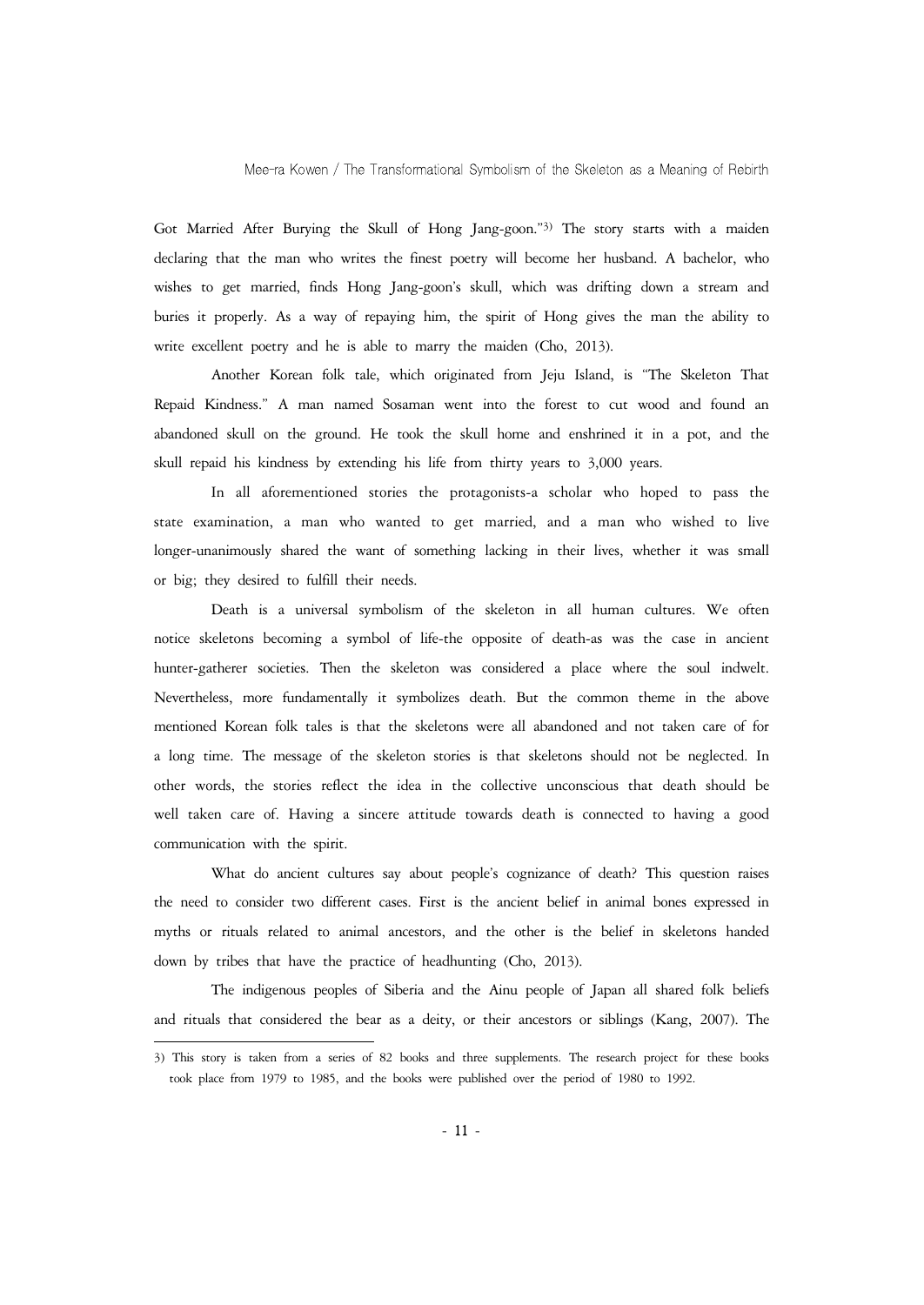Got Married After Burying the Skull of Hong Jang-goon."[3] The story starts with a maiden declaring that the man who writes the finest poetry will become her husband. A bachelor, who wishes to get married, finds Hong Jang-goon's skull, which was drifting down a stream and buries it properly. As a way of repaying him, the spirit of Hong gives the man the ability to write excellent poetry and he is able to marry the maiden (Cho, 2013).

Another Korean folk tale, which originated from Jeju Island, is "The Skeleton That Repaid Kindness." A man named Sosaman went into the forest to cut wood and found an abandoned skull on the ground. He took the skull home and enshrined it in a pot, and the skull repaid his kindness by extending his life from thirty years to 3,000 years.

In all aforementioned stories the protagonists-a scholar who hoped to pass the state examination, a man who wanted to get married, and a man who wished to live longer-unanimously shared the want of something lacking in their lives, whether it was small or big; they desired to fulfill their needs.

Death is a universal symbolism of the skeleton in all human cultures. We often notice skeletons becoming a symbol of life-the opposite of death-as was the case in ancient hunter-gatherer societies. Then the skeleton was considered a place where the soul indwelt. Nevertheless, more fundamentally it symbolizes death. But the common theme in the above mentioned Korean folk tales is that the skeletons were all abandoned and not taken care of for a long time. The message of the skeleton stories is that skeletons should not be neglected. In other words, the stories reflect the idea in the collective unconscious that death should be well taken care of. Having a sincere attitude towards death is connected to having a good communication with the spirit.

What do ancient cultures say about people's cognizance of death? This question raises the need to consider two different cases. First is the ancient belief in animal bones expressed in myths or rituals related to animal ancestors, and the other is the belief in skeletons handed down by tribes that have the practice of headhunting (Cho, 2013).

The indigenous peoples of Siberia and the Ainu people of Japan all shared folk beliefs and rituals that considered the bear as a deity, or their ancestors or siblings (Kang, 2007). The

---

3) This story is taken from a series of 82 books and three supplements. The research project for these books took place from 1979 to 1985, and the books were published over the period of 1980 to 1992.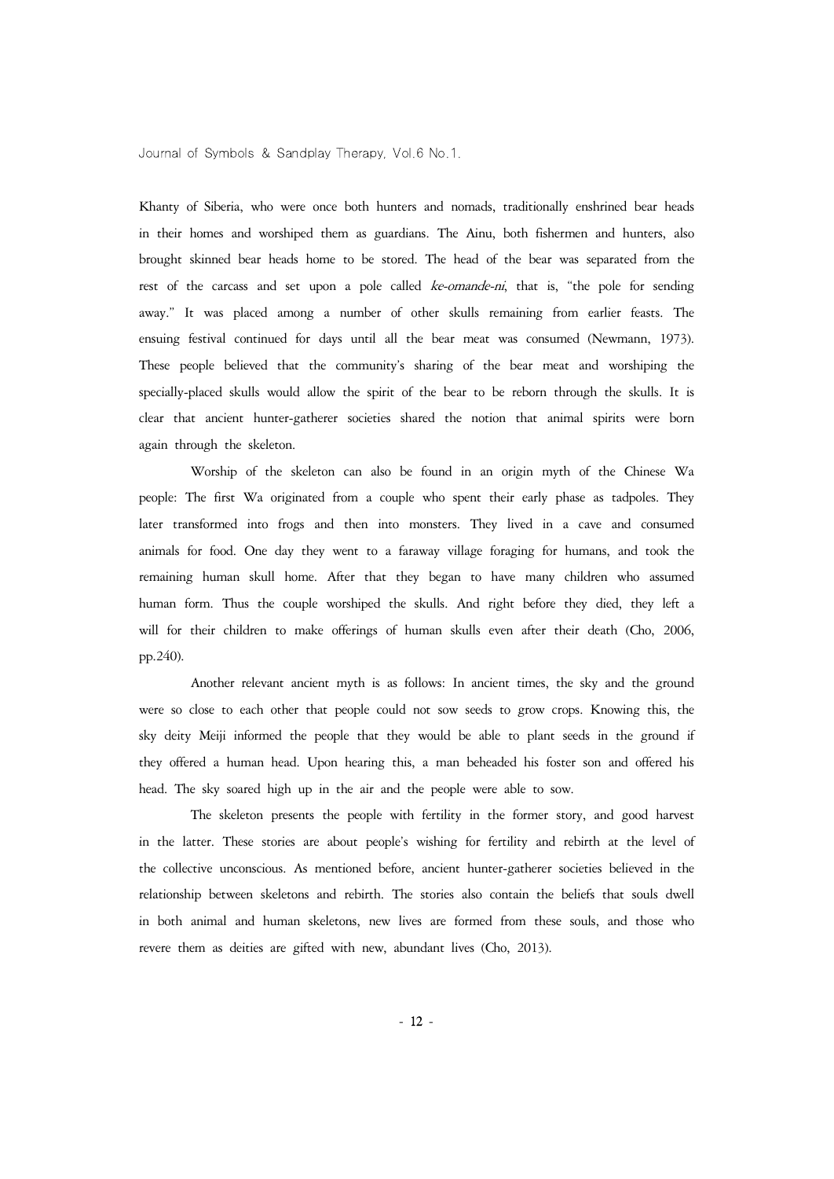Khanty of Siberia, who were once both hunters and nomads, traditionally enshrined bear heads in their homes and worshiped them as guardians. The Ainu, both fishermen and hunters, also brought skinned bear heads home to be stored. The head of the bear was separated from the rest of the carcass and set upon a pole called *ke-omande-ni*, that is, "the pole for sending away." It was placed among a number of other skulls remaining from earlier feasts. The ensuing festival continued for days until all the bear meat was consumed (Newmann, 1973). These people believed that the community's sharing of the bear meat and worshiping the specially-placed skulls would allow the spirit of the bear to be reborn through the skulls. It is clear that ancient hunter-gatherer societies shared the notion that animal spirits were born again through the skeleton.

Worship of the skeleton can also be found in an origin myth of the Chinese Wa people: The first Wa originated from a couple who spent their early phase as tadpoles. They later transformed into frogs and then into monsters. They lived in a cave and consumed animals for food. One day they went to a faraway village foraging for humans, and took the remaining human skull home. After that they began to have many children who assumed human form. Thus the couple worshiped the skulls. And right before they died, they left a will for their children to make offerings of human skulls even after their death (Cho, 2006, pp.240).

Another relevant ancient myth is as follows: In ancient times, the sky and the ground were so close to each other that people could not sow seeds to grow crops. Knowing this, the sky deity Meiji informed the people that they would be able to plant seeds in the ground if they offered a human head. Upon hearing this, a man beheaded his foster son and offered his head. The sky soared high up in the air and the people were able to sow.

The skeleton presents the people with fertility in the former story, and good harvest in the latter. These stories are about people's wishing for fertility and rebirth at the level of the collective unconscious. As mentioned before, ancient hunter-gatherer societies believed in the relationship between skeletons and rebirth. The stories also contain the beliefs that souls dwell in both animal and human skeletons, new lives are formed from these souls, and those who revere them as deities are gifted with new, abundant lives (Cho, 2013).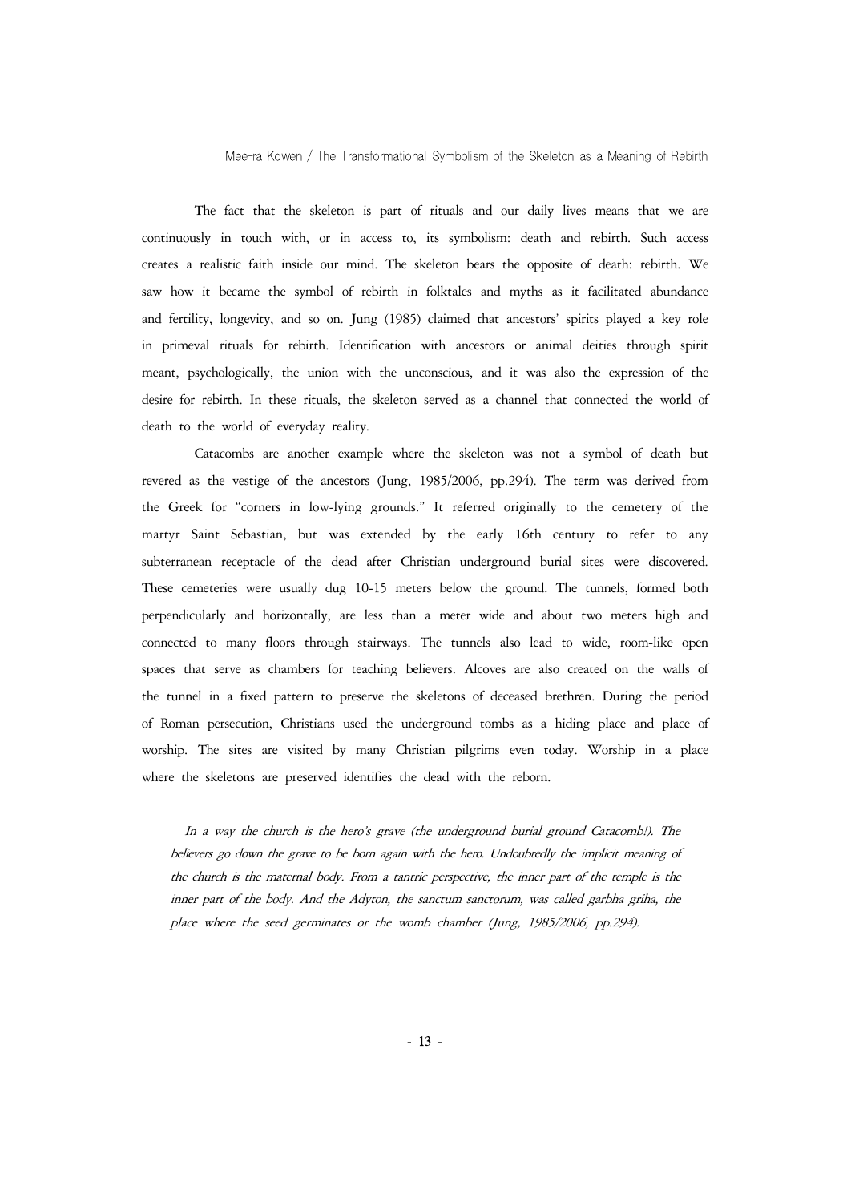The fact that the skeleton is part of rituals and our daily lives means that we are continuously in touch with, or in access to, its symbolism: death and rebirth. Such access creates a realistic faith inside our mind. The skeleton bears the opposite of death: rebirth. We saw how it became the symbol of rebirth in folktales and myths as it facilitated abundance and fertility, longevity, and so on. Jung (1985) claimed that ancestors' spirits played a key role in primeval rituals for rebirth. Identification with ancestors or animal deities through spirit meant, psychologically, the union with the unconscious, and it was also the expression of the desire for rebirth. In these rituals, the skeleton served as a channel that connected the world of death to the world of everyday reality.

Catacombs are another example where the skeleton was not a symbol of death but revered as the vestige of the ancestors (Jung, 1985/2006, pp.294). The term was derived from the Greek for "corners in low-lying grounds." It referred originally to the cemetery of the martyr Saint Sebastian, but was extended by the early 16th century to refer to any subterranean receptacle of the dead after Christian underground burial sites were discovered. These cemeteries were usually dug 10-15 meters below the ground. The tunnels, formed both perpendicularly and horizontally, are less than a meter wide and about two meters high and connected to many floors through stairways. The tunnels also lead to wide, room-like open spaces that serve as chambers for teaching believers. Alcoves are also created on the walls of the tunnel in a fixed pattern to preserve the skeletons of deceased brethren. During the period of Roman persecution, Christians used the underground tombs as a hiding place and place of worship. The sites are visited by many Christian pilgrims even today. Worship in a place where the skeletons are preserved identifies the dead with the reborn.

> *In a way the church is the hero's grave (the underground burial ground Catacomb!). The believers go down the grave to be born again with the hero. Undoubtedly the implicit meaning of the church is the maternal body. From a tantric perspective, the inner part of the temple is the inner part of the body. And the Adyton, the sanctum sanctorum, was called garbha griha, the place where the seed germinates or the womb chamber (Jung, 1985/2006, pp.294).*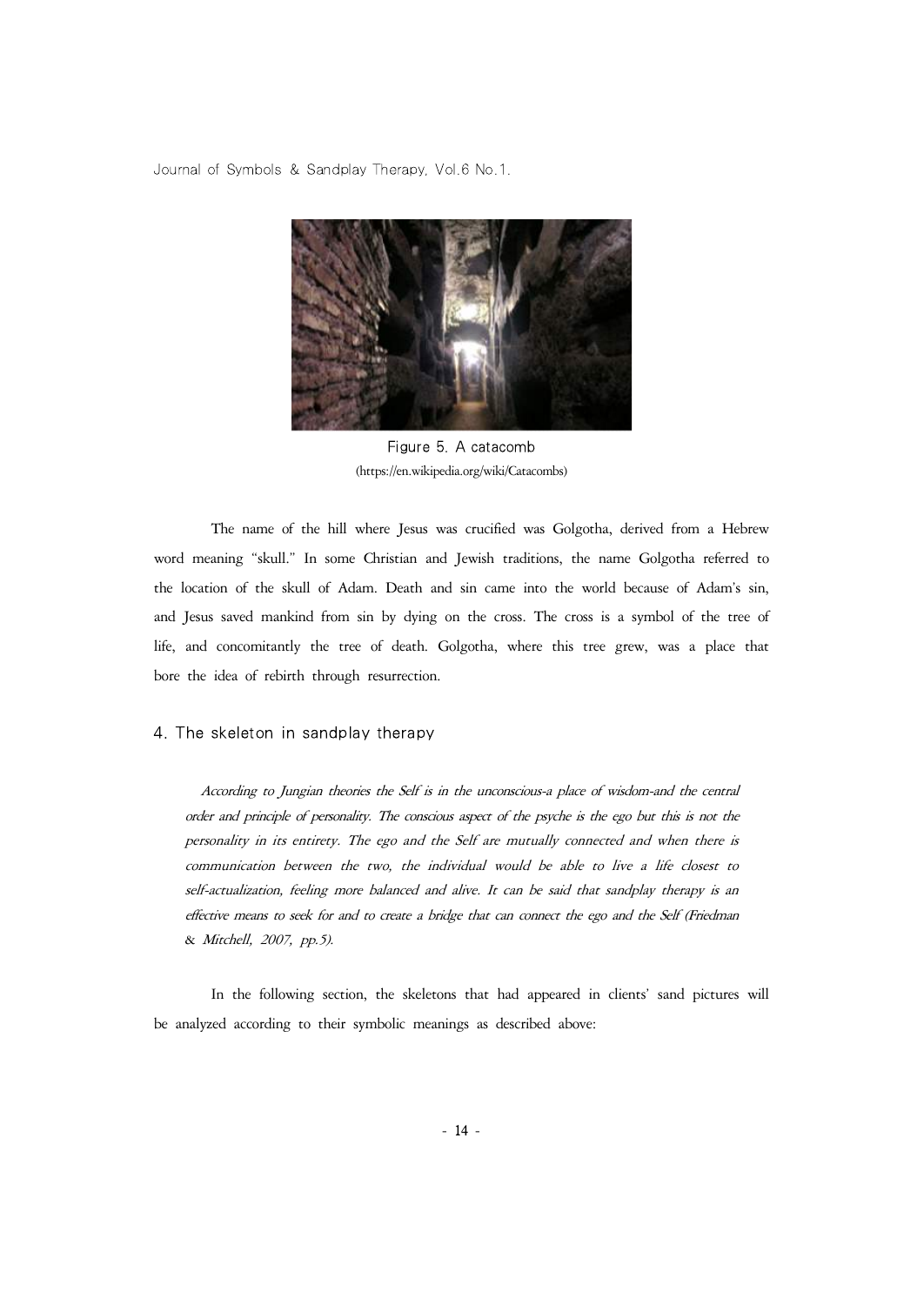Figure 5. A catacomb
(https://en.wikipedia.org/wiki/Catacombs)

The name of the hill where Jesus was crucified was Golgotha, derived from a Hebrew word meaning "skull." In some Christian and Jewish traditions, the name Golgotha referred to the location of the skull of Adam. Death and sin came into the world because of Adam's sin, and Jesus saved mankind from sin by dying on the cross. The cross is a symbol of the tree of life, and concomitantly the tree of death. Golgotha, where this tree grew, was a place that bore the idea of rebirth through resurrection.

## 4. The skeleton in sandplay therapy

> *According to Jungian theories the Self is in the unconscious-a place of wisdom-and the central order and principle of personality. The conscious aspect of the psyche is the ego but this is not the personality in its entirety. The ego and the Self are mutually connected and when there is communication between the two, the individual would be able to live a life closest to self-actualization, feeling more balanced and alive. It can be said that sandplay therapy is an effective means to seek for and to create a bridge that can connect the ego and the Self (Friedman & Mitchell, 2007, pp.5).*

In the following section, the skeletons that had appeared in clients' sand pictures will be analyzed according to their symbolic meanings as described above: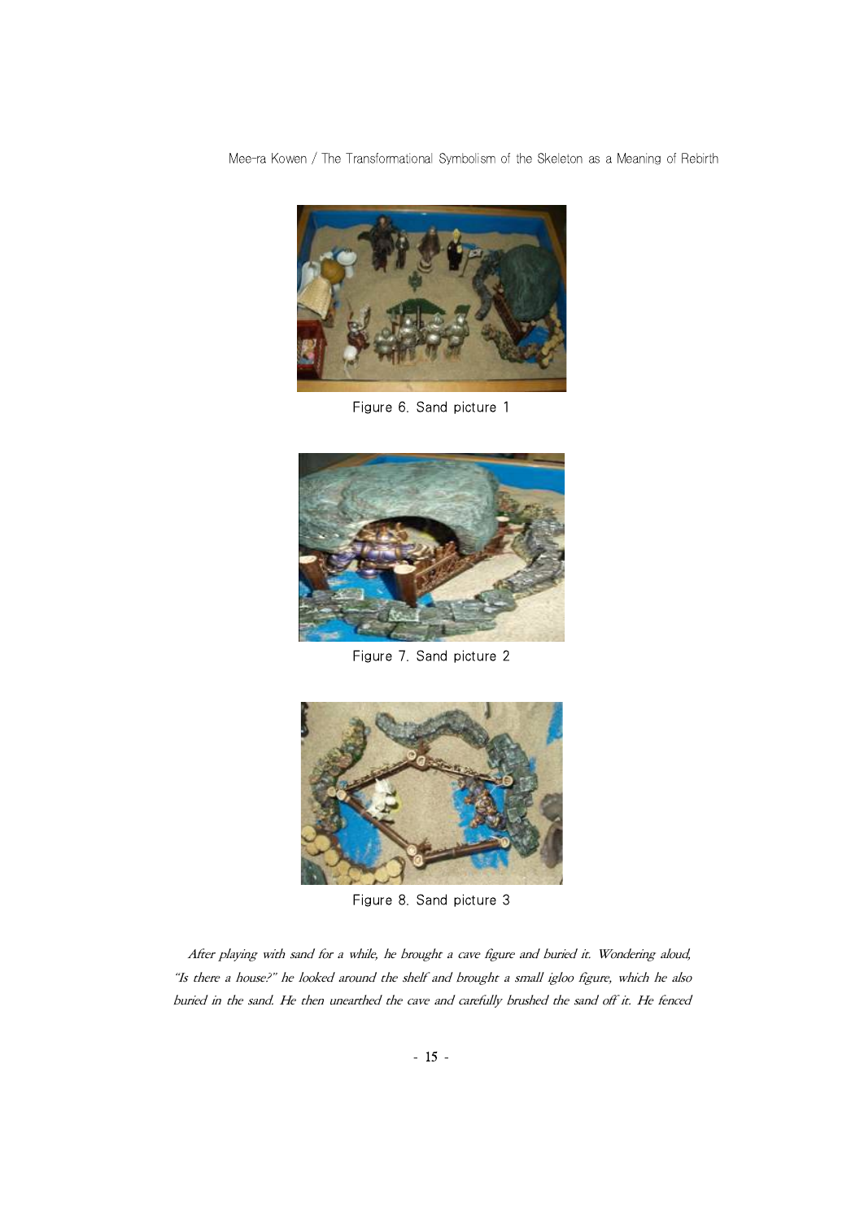Figure 6. Sand picture 1

Figure 7. Sand picture 2

Figure 8. Sand picture 3

*After playing with sand for a while, he brought a cave figure and buried it. Wondering aloud, "Is there a house?" he looked around the shelf and brought a small igloo figure, which he also buried in the sand. He then unearthed the cave and carefully brushed the sand off it. He fenced*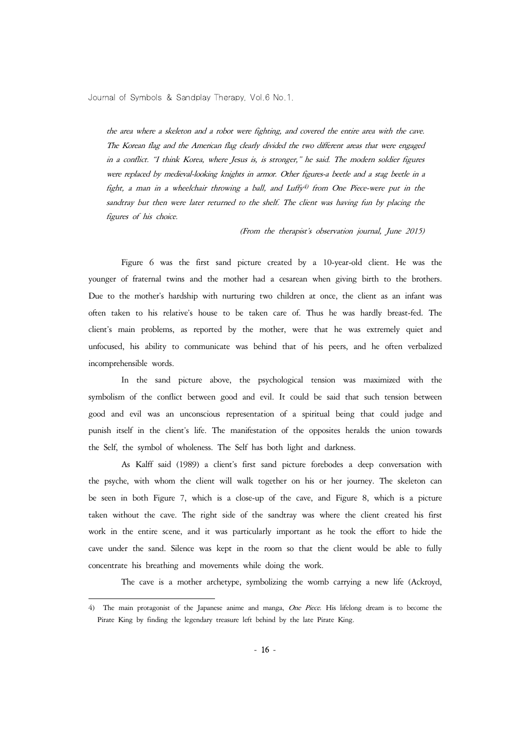*the area where a skeleton and a robot were fighting, and covered the entire area with the cave. The Korean flag and the American flag clearly divided the two different areas that were engaged in a conflict. "I think Korea, where Jesus is, is stronger," he said. The modern soldier figures were replaced by medieval-looking knights in armor. Other figures-a beetle and a stag beetle in a fight, a man in a wheelchair throwing a ball, and Luffy[4] from One Piece-were put in the sandtray but then were later returned to the shelf. The client was having fun by placing the figures of his choice.*

*(From the therapist's observation journal, June 2015)*

Figure 6 was the first sand picture created by a 10-year-old client. He was the younger of fraternal twins and the mother had a cesarean when giving birth to the brothers. Due to the mother's hardship with nurturing two children at once, the client as an infant was often taken to his relative's house to be taken care of. Thus he was hardly breast-fed. The client's main problems, as reported by the mother, were that he was extremely quiet and unfocused, his ability to communicate was behind that of his peers, and he often verbalized incomprehensible words.

In the sand picture above, the psychological tension was maximized with the symbolism of the conflict between good and evil. It could be said that such tension between good and evil was an unconscious representation of a spiritual being that could judge and punish itself in the client's life. The manifestation of the opposites heralds the union towards the Self, the symbol of wholeness. The Self has both light and darkness.

As Kalff said (1989) a client's first sand picture forebodes a deep conversation with the psyche, with whom the client will walk together on his or her journey. The skeleton can be seen in both Figure 7, which is a close-up of the cave, and Figure 8, which is a picture taken without the cave. The right side of the sandtray was where the client created his first work in the entire scene, and it was particularly important as he took the effort to hide the cave under the sand. Silence was kept in the room so that the client would be able to fully concentrate his breathing and movements while doing the work.

The cave is a mother archetype, symbolizing the womb carrying a new life (Ackroyd,

---

4) The main protagonist of the Japanese anime and manga, *One Piece*. His lifelong dream is to become the Pirate King by finding the legendary treasure left behind by the late Pirate King.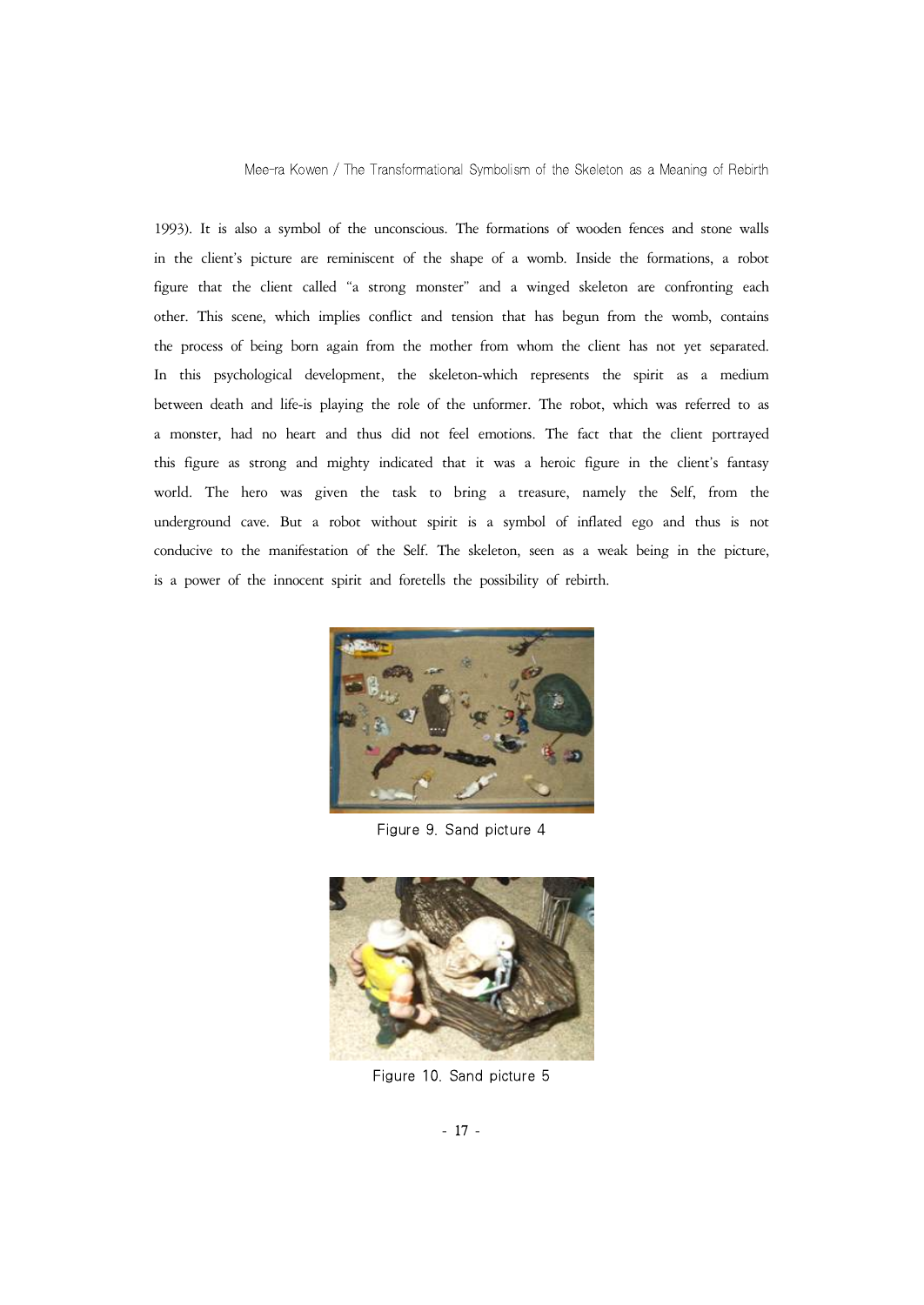1993). It is also a symbol of the unconscious. The formations of wooden fences and stone walls in the client's picture are reminiscent of the shape of a womb. Inside the formations, a robot figure that the client called "a strong monster" and a winged skeleton are confronting each other. This scene, which implies conflict and tension that has begun from the womb, contains the process of being born again from the mother from whom the client has not yet separated. In this psychological development, the skeleton-which represents the spirit as a medium between death and life-is playing the role of the unformer. The robot, which was referred to as a monster, had no heart and thus did not feel emotions. The fact that the client portrayed this figure as strong and mighty indicated that it was a heroic figure in the client's fantasy world. The hero was given the task to bring a treasure, namely the Self, from the underground cave. But a robot without spirit is a symbol of inflated ego and thus is not conducive to the manifestation of the Self. The skeleton, seen as a weak being in the picture, is a power of the innocent spirit and foretells the possibility of rebirth.

Figure 9. Sand picture 4

Figure 10. Sand picture 5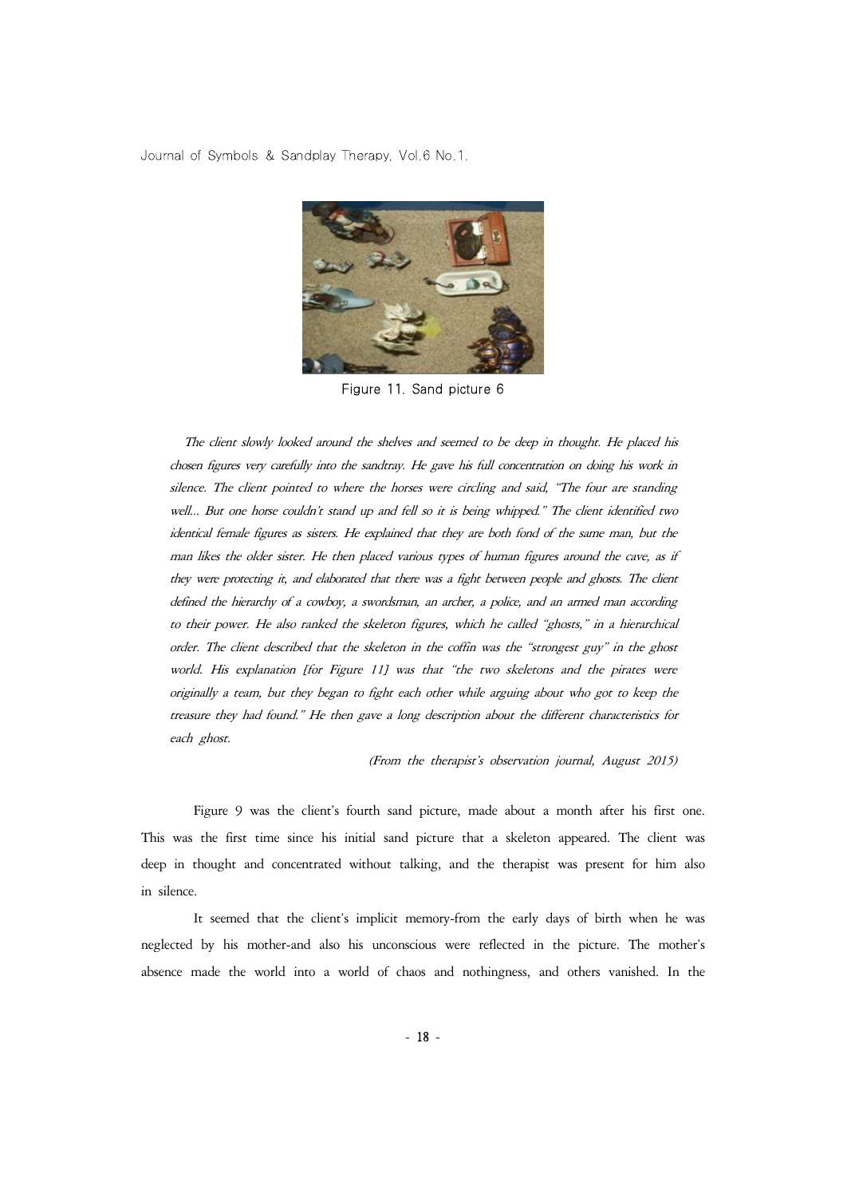Figure 11. Sand picture 6

*The client slowly looked around the shelves and seemed to be deep in thought. He placed his chosen figures very carefully into the sandtray. He gave his full concentration on doing his work in silence. The client pointed to where the horses were circling and said, "The four are standing well... But one horse couldn't stand up and fell so it is being whipped." The client identified two identical female figures as sisters. He explained that they are both fond of the same man, but the man likes the older sister. He then placed various types of human figures around the cave, as if they were protecting it, and elaborated that there was a fight between people and ghosts. The client defined the hierarchy of a cowboy, a swordsman, an archer, a police, and an armed man according to their power. He also ranked the skeleton figures, which he called "ghosts," in a hierarchical order. The client described that the skeleton in the coffin was the "strongest guy" in the ghost world. His explanation [for Figure 11] was that "the two skeletons and the pirates were originally a team, but they began to fight each other while arguing about who got to keep the treasure they had found." He then gave a long description about the different characteristics for each ghost.*

*(From the therapist's observation journal, August 2015)*

Figure 9 was the client's fourth sand picture, made about a month after his first one. This was the first time since his initial sand picture that a skeleton appeared. The client was deep in thought and concentrated without talking, and the therapist was present for him also in silence.

It seemed that the client's implicit memory-from the early days of birth when he was neglected by his mother-and also his unconscious were reflected in the picture. The mother's absence made the world into a world of chaos and nothingness, and others vanished. In the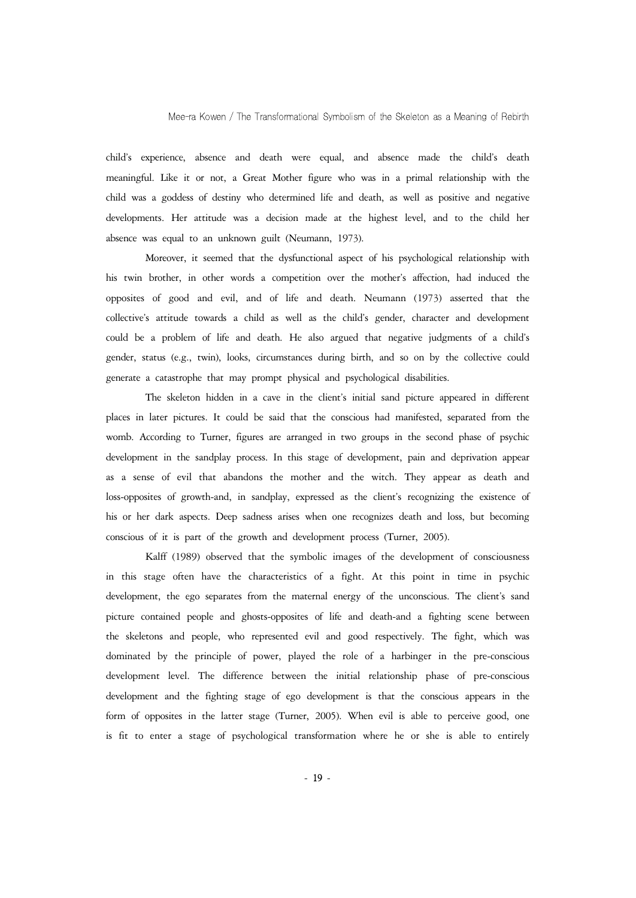child's experience, absence and death were equal, and absence made the child's death meaningful. Like it or not, a Great Mother figure who was in a primal relationship with the child was a goddess of destiny who determined life and death, as well as positive and negative developments. Her attitude was a decision made at the highest level, and to the child her absence was equal to an unknown guilt (Neumann, 1973).

Moreover, it seemed that the dysfunctional aspect of his psychological relationship with his twin brother, in other words a competition over the mother's affection, had induced the opposites of good and evil, and of life and death. Neumann (1973) asserted that the collective's attitude towards a child as well as the child's gender, character and development could be a problem of life and death. He also argued that negative judgments of a child's gender, status (e.g., twin), looks, circumstances during birth, and so on by the collective could generate a catastrophe that may prompt physical and psychological disabilities.

The skeleton hidden in a cave in the client's initial sand picture appeared in different places in later pictures. It could be said that the conscious had manifested, separated from the womb. According to Turner, figures are arranged in two groups in the second phase of psychic development in the sandplay process. In this stage of development, pain and deprivation appear as a sense of evil that abandons the mother and the witch. They appear as death and loss-opposites of growth-and, in sandplay, expressed as the client's recognizing the existence of his or her dark aspects. Deep sadness arises when one recognizes death and loss, but becoming conscious of it is part of the growth and development process (Turner, 2005).

Kalff (1989) observed that the symbolic images of the development of consciousness in this stage often have the characteristics of a fight. At this point in time in psychic development, the ego separates from the maternal energy of the unconscious. The client's sand picture contained people and ghosts-opposites of life and death-and a fighting scene between the skeletons and people, who represented evil and good respectively. The fight, which was dominated by the principle of power, played the role of a harbinger in the pre-conscious development level. The difference between the initial relationship phase of pre-conscious development and the fighting stage of ego development is that the conscious appears in the form of opposites in the latter stage (Turner, 2005). When evil is able to perceive good, one is fit to enter a stage of psychological transformation where he or she is able to entirely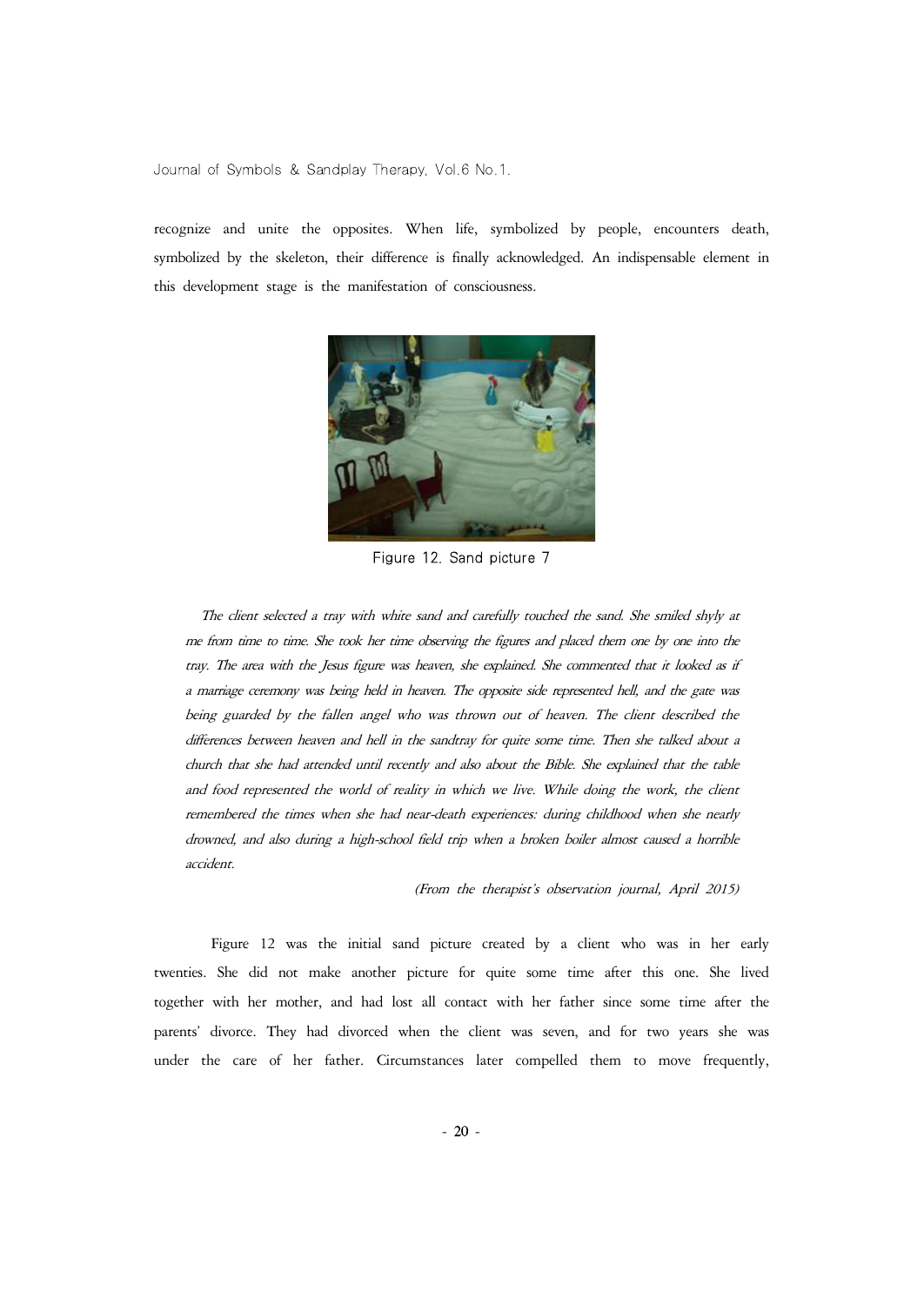recognize and unite the opposites. When life, symbolized by people, encounters death, symbolized by the skeleton, their difference is finally acknowledged. An indispensable element in this development stage is the manifestation of consciousness.

Figure 12. Sand picture 7

*The client selected a tray with white sand and carefully touched the sand. She smiled shyly at me from time to time. She took her time observing the figures and placed them one by one into the tray. The area with the Jesus figure was heaven, she explained. She commented that it looked as if a marriage ceremony was being held in heaven. The opposite side represented hell, and the gate was being guarded by the fallen angel who was thrown out of heaven. The client described the differences between heaven and hell in the sandtray for quite some time. Then she talked about a church that she had attended until recently and also about the Bible. She explained that the table and food represented the world of reality in which we live. While doing the work, the client remembered the times when she had near-death experiences: during childhood when she nearly drowned, and also during a high-school field trip when a broken boiler almost caused a horrible accident.*

*(From the therapist's observation journal, April 2015)*

Figure 12 was the initial sand picture created by a client who was in her early twenties. She did not make another picture for quite some time after this one. She lived together with her mother, and had lost all contact with her father since some time after the parents' divorce. They had divorced when the client was seven, and for two years she was under the care of her father. Circumstances later compelled them to move frequently,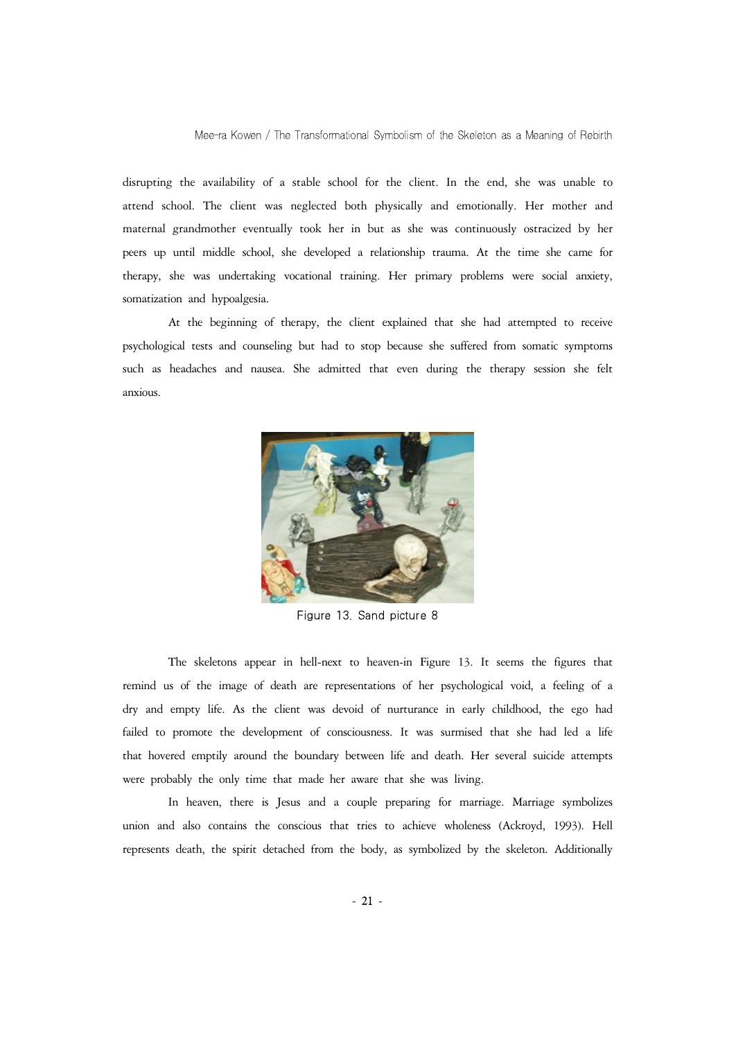disrupting the availability of a stable school for the client. In the end, she was unable to attend school. The client was neglected both physically and emotionally. Her mother and maternal grandmother eventually took her in but as she was continuously ostracized by her peers up until middle school, she developed a relationship trauma. At the time she came for therapy, she was undertaking vocational training. Her primary problems were social anxiety, somatization and hypoalgesia.

At the beginning of therapy, the client explained that she had attempted to receive psychological tests and counseling but had to stop because she suffered from somatic symptoms such as headaches and nausea. She admitted that even during the therapy session she felt anxious.

Figure 13. Sand picture 8

The skeletons appear in hell-next to heaven-in Figure 13. It seems the figures that remind us of the image of death are representations of her psychological void, a feeling of a dry and empty life. As the client was devoid of nurturance in early childhood, the ego had failed to promote the development of consciousness. It was surmised that she had led a life that hovered emptily around the boundary between life and death. Her several suicide attempts were probably the only time that made her aware that she was living.

In heaven, there is Jesus and a couple preparing for marriage. Marriage symbolizes union and also contains the conscious that tries to achieve wholeness (Ackroyd, 1993). Hell represents death, the spirit detached from the body, as symbolized by the skeleton. Additionally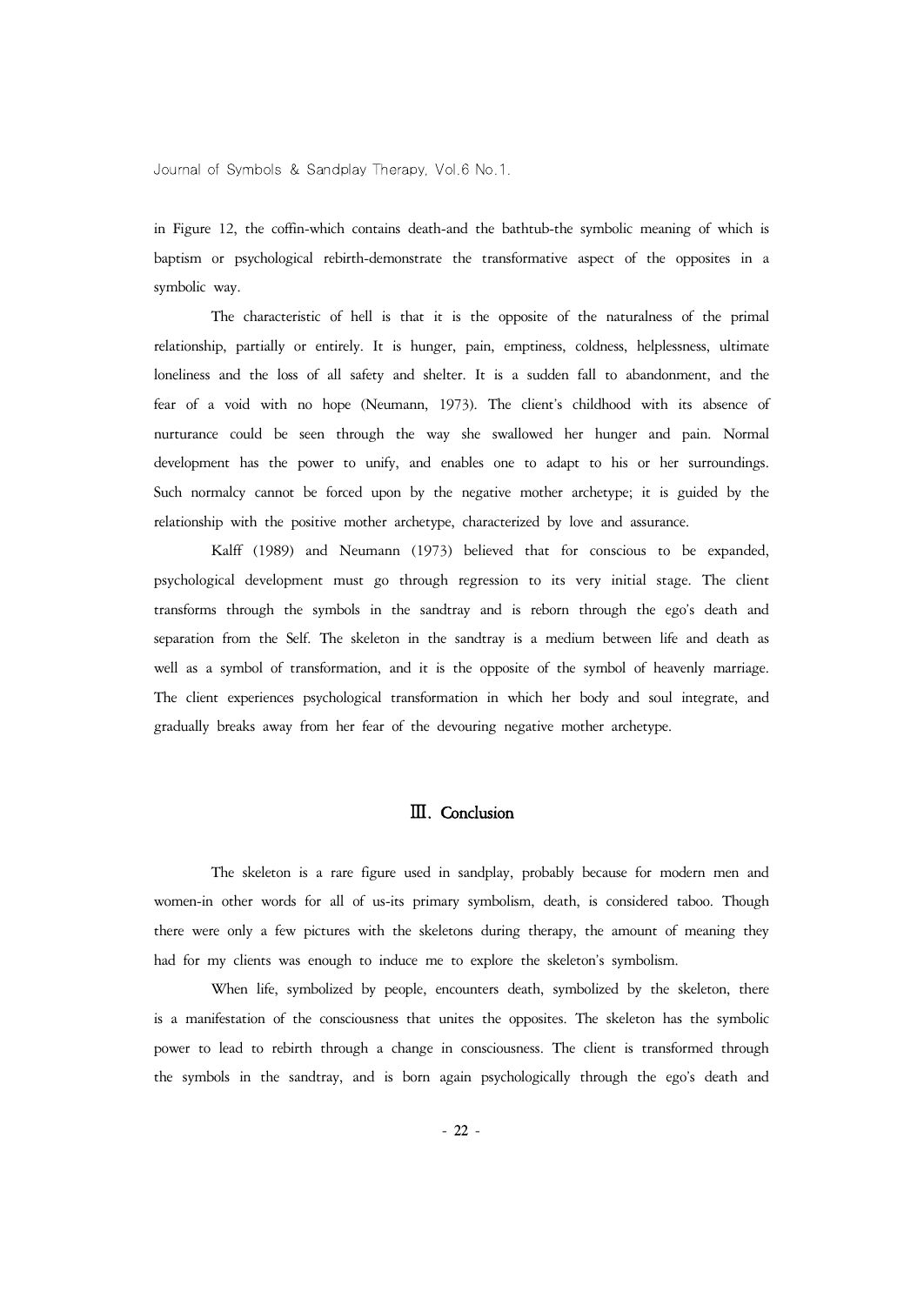in Figure 12, the coffin-which contains death-and the bathtub-the symbolic meaning of which is baptism or psychological rebirth-demonstrate the transformative aspect of the opposites in a symbolic way.

The characteristic of hell is that it is the opposite of the naturalness of the primal relationship, partially or entirely. It is hunger, pain, emptiness, coldness, helplessness, ultimate loneliness and the loss of all safety and shelter. It is a sudden fall to abandonment, and the fear of a void with no hope (Neumann, 1973). The client's childhood with its absence of nurturance could be seen through the way she swallowed her hunger and pain. Normal development has the power to unify, and enables one to adapt to his or her surroundings. Such normalcy cannot be forced upon by the negative mother archetype; it is guided by the relationship with the positive mother archetype, characterized by love and assurance.

Kalff (1989) and Neumann (1973) believed that for conscious to be expanded, psychological development must go through regression to its very initial stage. The client transforms through the symbols in the sandtray and is reborn through the ego's death and separation from the Self. The skeleton in the sandtray is a medium between life and death as well as a symbol of transformation, and it is the opposite of the symbol of heavenly marriage. The client experiences psychological transformation in which her body and soul integrate, and gradually breaks away from her fear of the devouring negative mother archetype.

## Ⅲ. Conclusion

The skeleton is a rare figure used in sandplay, probably because for modern men and women-in other words for all of us-its primary symbolism, death, is considered taboo. Though there were only a few pictures with the skeletons during therapy, the amount of meaning they had for my clients was enough to induce me to explore the skeleton's symbolism.

When life, symbolized by people, encounters death, symbolized by the skeleton, there is a manifestation of the consciousness that unites the opposites. The skeleton has the symbolic power to lead to rebirth through a change in consciousness. The client is transformed through the symbols in the sandtray, and is born again psychologically through the ego's death and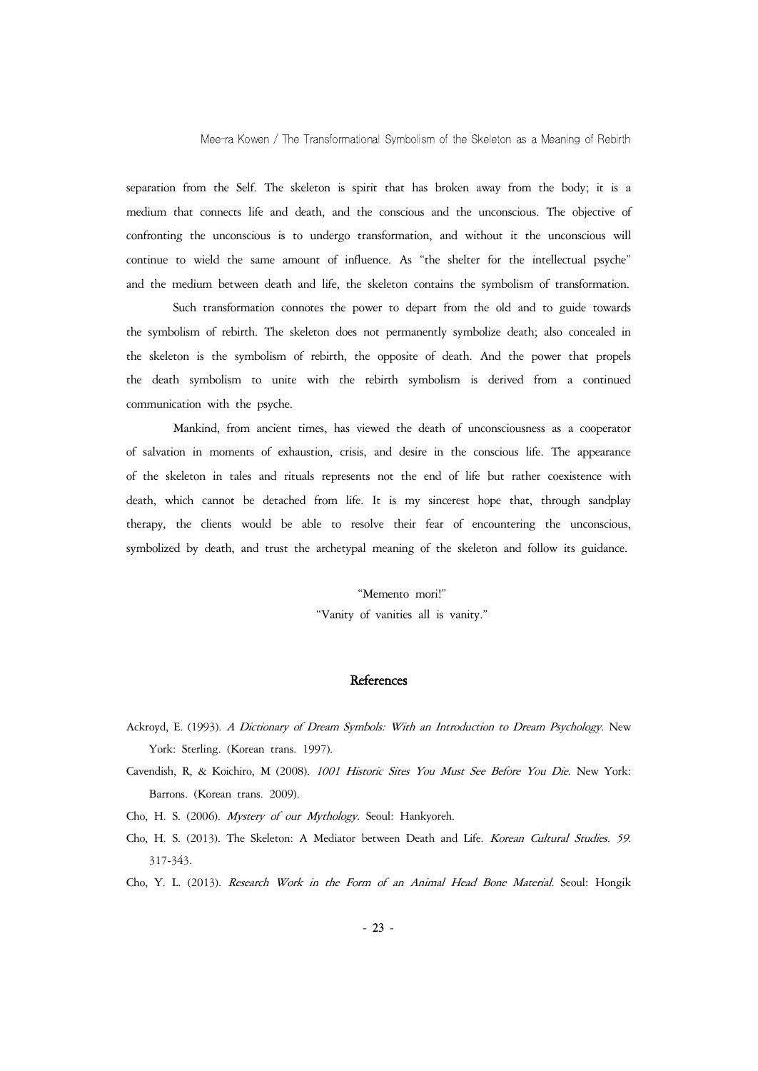separation from the Self. The skeleton is spirit that has broken away from the body; it is a medium that connects life and death, and the conscious and the unconscious. The objective of confronting the unconscious is to undergo transformation, and without it the unconscious will continue to wield the same amount of influence. As "the shelter for the intellectual psyche" and the medium between death and life, the skeleton contains the symbolism of transformation.

Such transformation connotes the power to depart from the old and to guide towards the symbolism of rebirth. The skeleton does not permanently symbolize death; also concealed in the skeleton is the symbolism of rebirth, the opposite of death. And the power that propels the death symbolism to unite with the rebirth symbolism is derived from a continued communication with the psyche.

Mankind, from ancient times, has viewed the death of unconsciousness as a cooperator of salvation in moments of exhaustion, crisis, and desire in the conscious life. The appearance of the skeleton in tales and rituals represents not the end of life but rather coexistence with death, which cannot be detached from life. It is my sincerest hope that, through sandplay therapy, the clients would be able to resolve their fear of encountering the unconscious, symbolized by death, and trust the archetypal meaning of the skeleton and follow its guidance.

"Memento mori!"
"Vanity of vanities all is vanity."

## References

Ackroyd, E. (1993). *A Dictionary of Dream Symbols: With an Introduction to Dream Psychology*. New York: Sterling. (Korean trans. 1997).

Cavendish, R, & Koichiro, M (2008). *1001 Historic Sites You Must See Before You Die*. New York: Barrons. (Korean trans. 2009).

Cho, H. S. (2006). *Mystery of our Mythology*. Seoul: Hankyoreh.

Cho, H. S. (2013). The Skeleton: A Mediator between Death and Life. *Korean Cultural Studies. 59*. 317-343.

Cho, Y. L. (2013). *Research Work in the Form of an Animal Head Bone Material*. Seoul: Hongik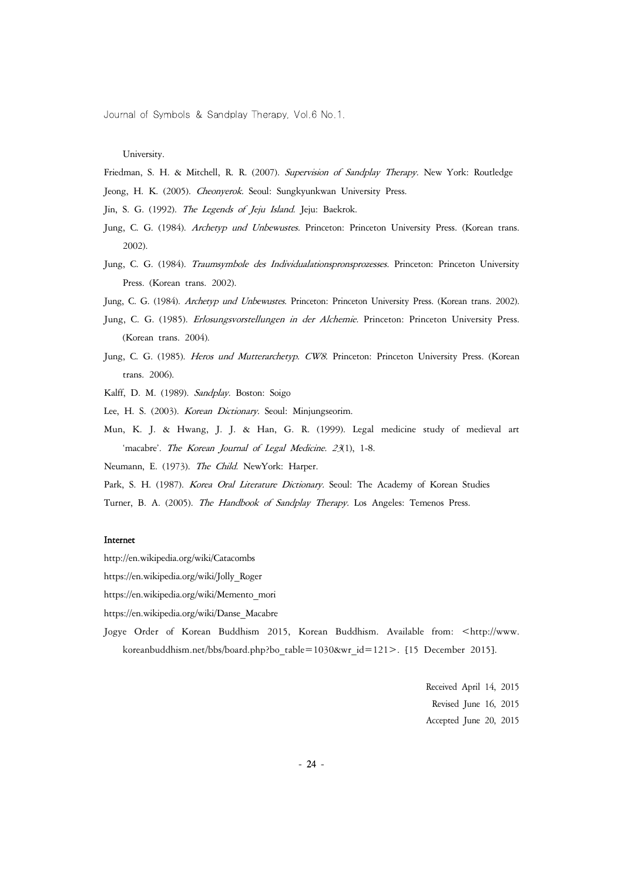University.

Friedman, S. H. & Mitchell, R. R. (2007). *Supervision of Sandplay Therapy*. New York: Routledge

Jeong, H. K. (2005). *Cheonyerok*. Seoul: Sungkyunkwan University Press.

Jin, S. G. (1992). *The Legends of Jeju Island*. Jeju: Baekrok.

Jung, C. G. (1984). *Archetyp und Unbewustes*. Princeton: Princeton University Press. (Korean trans. 2002).

Jung, C. G. (1984). *Traumsymbole des Individualationspronsprozesses*. Princeton: Princeton University Press. (Korean trans. 2002).

Jung, C. G. (1984). *Archetyp und Unbewustes*. Princeton: Princeton University Press. (Korean trans. 2002).

Jung, C. G. (1985). *Erlosungsvorstellungen in der Alchemie*. Princeton: Princeton University Press. (Korean trans. 2004).

Jung, C. G. (1985). *Heros und Mutterarchetyp. CW8*. Princeton: Princeton University Press. (Korean trans. 2006).

Kalff, D. M. (1989). *Sandplay*. Boston: Soigo

Lee, H. S. (2003). *Korean Dictionary*. Seoul: Minjungseorim.

Mun, K. J. & Hwang, J. J. & Han, G. R. (1999). Legal medicine study of medieval art 'macabre'. *The Korean Journal of Legal Medicine*. *23*(1), 1-8.

Neumann, E. (1973). *The Child*. NewYork: Harper.

Park, S. H. (1987). *Korea Oral Literature Dictionary*. Seoul: The Academy of Korean Studies

Turner, B. A. (2005). *The Handbook of Sandplay Therapy*. Los Angeles: Temenos Press.

**Internet**

http://en.wikipedia.org/wiki/Catacombs

https://en.wikipedia.org/wiki/Jolly_Roger

https://en.wikipedia.org/wiki/Memento_mori

https://en.wikipedia.org/wiki/Danse_Macabre

Jogye Order of Korean Buddhism 2015, Korean Buddhism. Available from: <http://www.koreanbuddhism.net/bbs/board.php?bo_table=1030&wr_id=121>. [15 December 2015].

Received April 14, 2015
Revised June 16, 2015
Accepted June 20, 2015